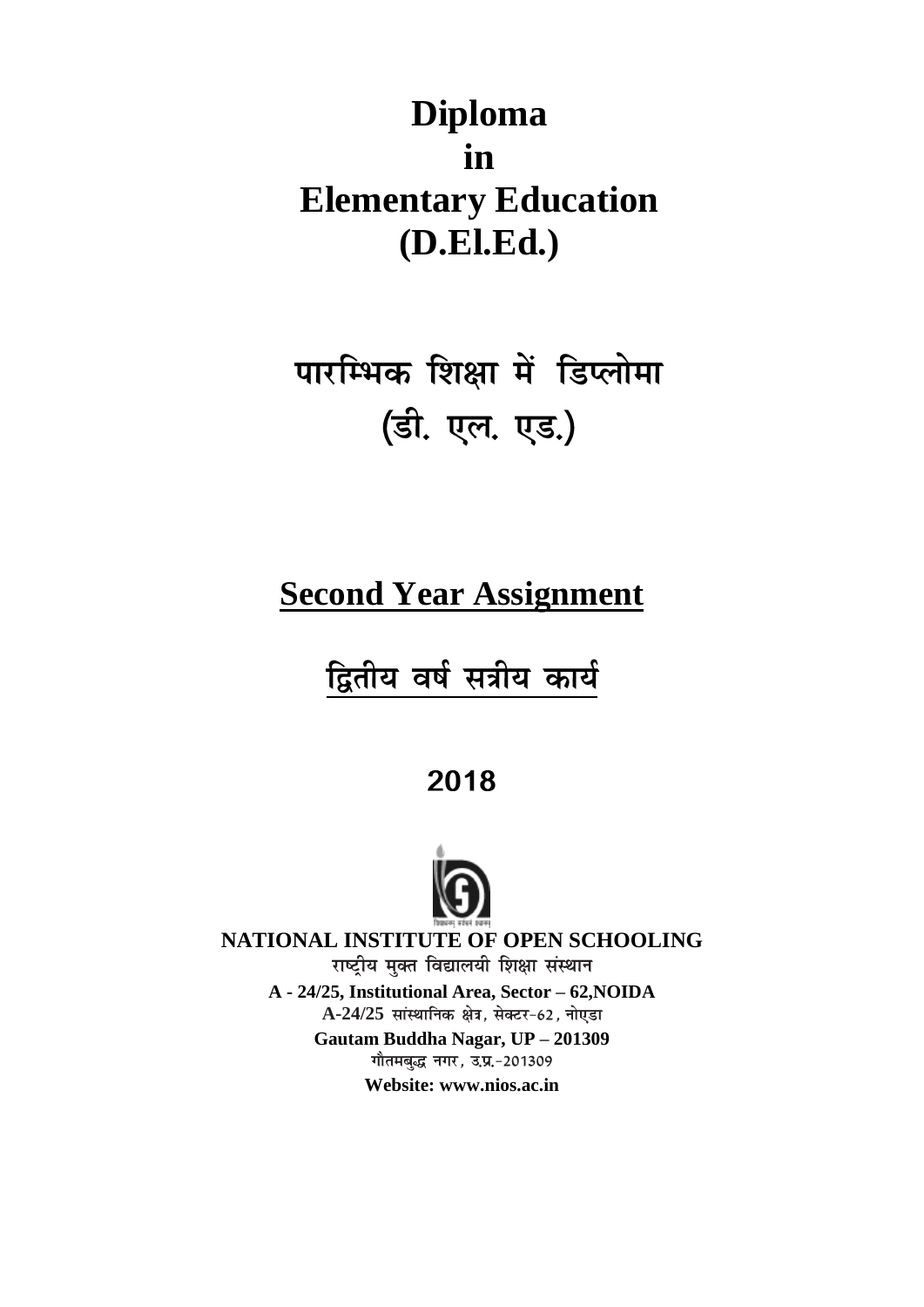# Diploma in Elementary Education (D.El.Ed.)

# पारम्भिक शिक्षा में डिप्लोमा (डी. एल. एड.)

## Second Year Assignment

## द्वितीय वर्ष सत्रीय कार्य

**2018**

**NATIONAL INSTITUTE OF OPEN SCHOOLING**

राष्ट्रीय मुक्त विद्यालयी शिक्षा संस्थान

**A - 24/25, Institutional Area, Sector – 62,NOIDA**

A-24/25 सांस्थानिक क्षेत्र, सेक्टर-62, नोएडा

**Gautam Buddha Nagar, UP – 201309**

गौतमबुद्ध नगर, उ.प्र.-201309

**Website: www.nios.ac.in**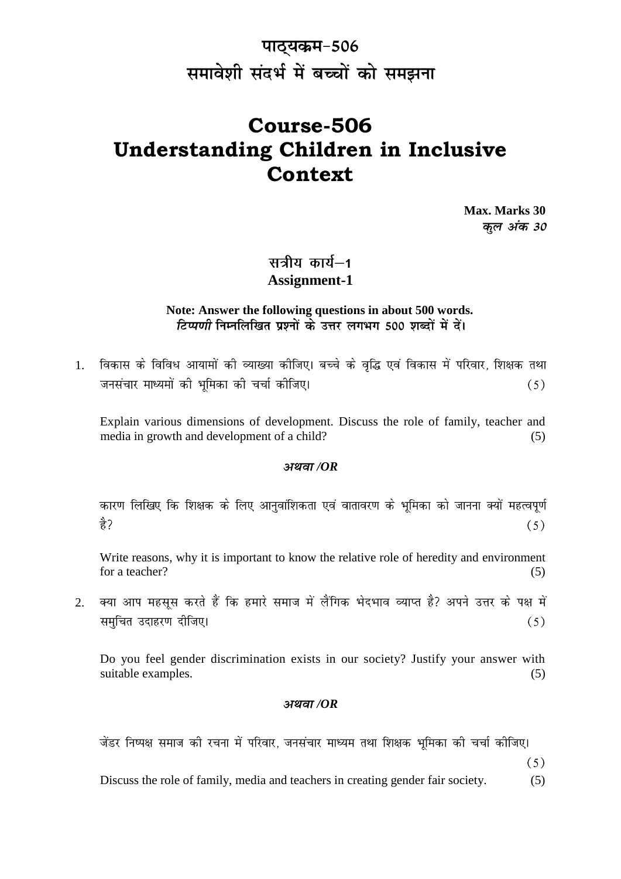# पाठ्यक्रम-506
# समावेशी संदर्भ में बच्चों को समझना

# Course-506
# Understanding Children in Inclusive Context

**Max. Marks 30**
***कुल अंक 30***

## सत्रीय कार्य–1
## Assignment-1

**Note: Answer the following questions in about 500 words.**
***टिप्पणी*** **निम्नलिखित प्रश्नों के उत्तर लगभग 500 शब्दों में दें।**

1. विकास के विविध आयामों की व्याख्या कीजिए। बच्चे के वृद्धि एवं विकास में परिवार, शिक्षक तथा जनसंचार माध्यमों की भूमिका की चर्चा कीजिए। (5)

   Explain various dimensions of development. Discuss the role of family, teacher and media in growth and development of a child? (5)

   ***अथवा /OR***

   कारण लिखिए कि शिक्षक के लिए आनुवांशिकता एवं वातावरण के भूमिका को जानना क्यों महत्वपूर्ण है? (5)

   Write reasons, why it is important to know the relative role of heredity and environment for a teacher? (5)

2. क्या आप महसूस करते हैं कि हमारे समाज में लैंगिक भेदभाव व्याप्त है? अपने उत्तर के पक्ष में समुचित उदाहरण दीजिए। (5)

   Do you feel gender discrimination exists in our society? Justify your answer with suitable examples. (5)

   ***अथवा /OR***

   जेंडर निष्पक्ष समाज की रचना में परिवार, जनसंचार माध्यम तथा शिक्षक भूमिका की चर्चा कीजिए। (5)

   Discuss the role of family, media and teachers in creating gender fair society. (5)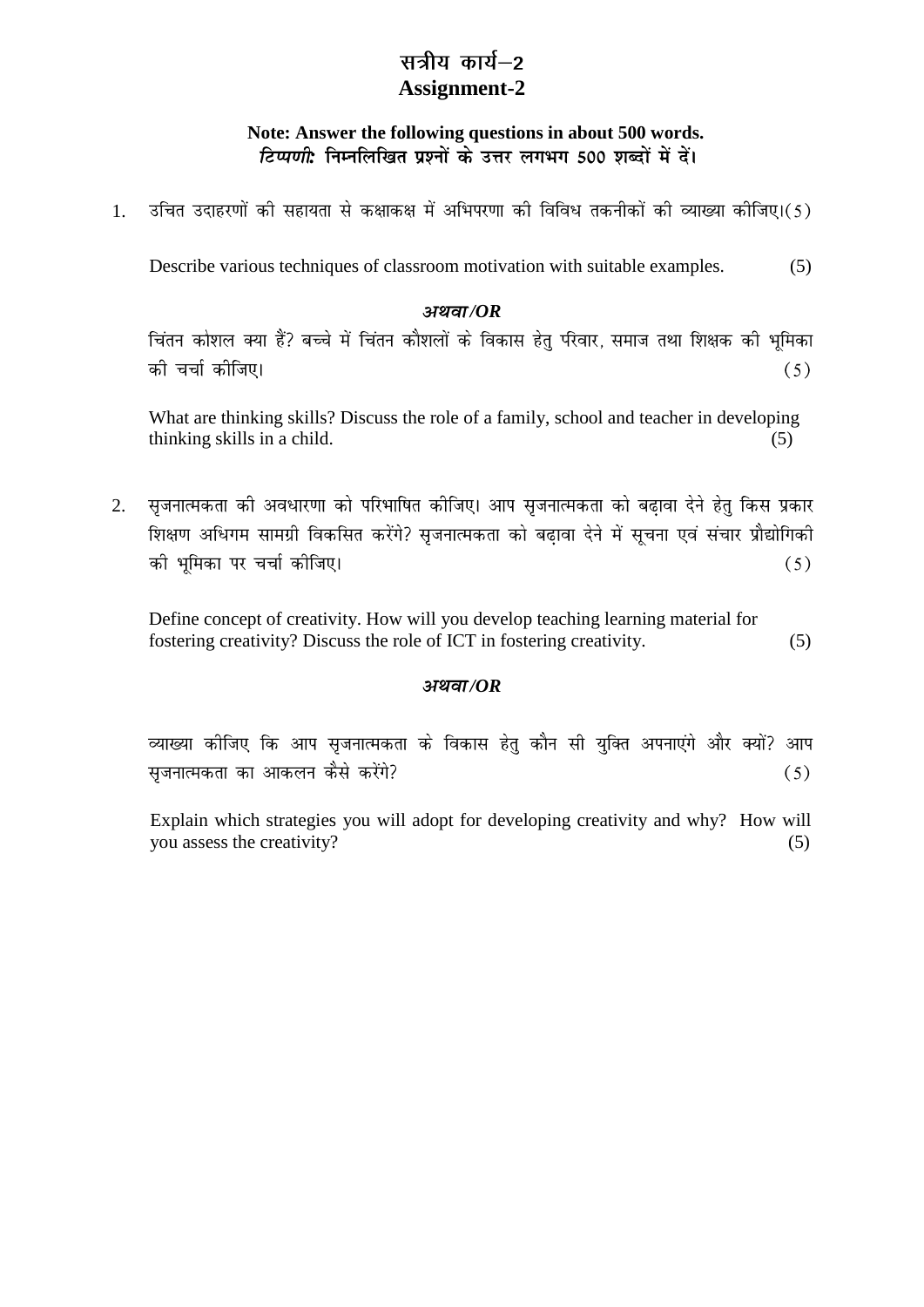# सत्रीय कार्य–2
# Assignment-2

**Note: Answer the following questions in about 500 words.**
***टिप्पणी:* निम्नलिखित प्रश्नों के उत्तर लगभग 500 शब्दों में दें।**

1. उचित उदाहरणों की सहायता से कक्षाकक्ष में अभिपरणा की विविध तकनीकों की व्याख्या कीजिए।(5)

   Describe various techniques of classroom motivation with suitable examples. (5)

   ***अथवा/OR***

   चिंतन कोशल क्या हैं? बच्चे में चिंतन कौशलों के विकास हेतु परिवार, समाज तथा शिक्षक की भूमिका की चर्चा कीजिए। (5)

   What are thinking skills? Discuss the role of a family, school and teacher in developing thinking skills in a child. (5)

2. सृजनात्मकता की अवधारणा को परिभाषित कीजिए। आप सृजनात्मकता को बढ़ावा देने हेतु किस प्रकार शिक्षण अधिगम सामग्री विकसित करेंगे? सृजनात्मकता को बढ़ावा देने में सूचना एवं संचार प्रौद्योगिकी की भूमिका पर चर्चा कीजिए। (5)

   Define concept of creativity. How will you develop teaching learning material for fostering creativity? Discuss the role of ICT in fostering creativity. (5)

   ***अथवा/OR***

   व्याख्या कीजिए कि आप सृजनात्मकता के विकास हेतु कौन सी युक्ति अपनाएंगे और क्यों? आप सृजनात्मकता का आकलन कैसे करेंगे? (5)

   Explain which strategies you will adopt for developing creativity and why? How will you assess the creativity? (5)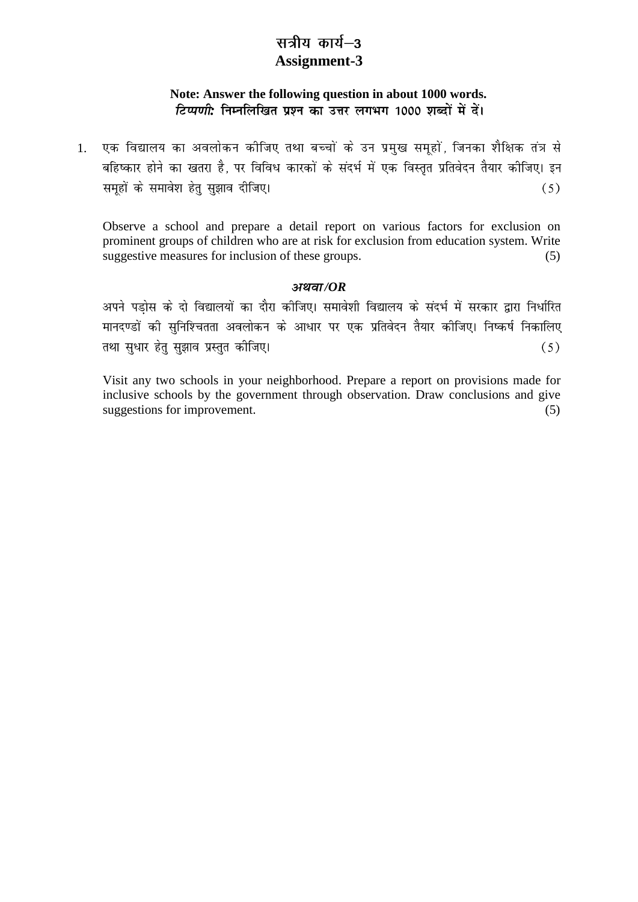# सत्रीय कार्य–3
# Assignment-3

**Note: Answer the following question in about 1000 words.**
***टिप्पणी:* निम्नलिखित प्रश्न का उत्तर लगभग 1000 शब्दों में दें।**

1. एक विद्यालय का अवलोकन कीजिए तथा बच्चों के उन प्रमुख समूहों, जिनका शैक्षिक तंत्र से बहिष्कार होने का खतरा है, पर विविध कारकों के संदर्भ में एक विस्तृत प्रतिवेदन तैयार कीजिए। इन समूहों के समावेश हेतु सुझाव दीजिए। (5)

   Observe a school and prepare a detail report on various factors for exclusion on prominent groups of children who are at risk for exclusion from education system. Write suggestive measures for inclusion of these groups. (5)

***अथवा/OR***

अपने पड़ोस के दो विद्यालयों का दौरा कीजिए। समावेशी विद्यालय के संदर्भ में सरकार द्वारा निर्धारित मानदण्डों की सुनिश्चितता अवलोकन के आधार पर एक प्रतिवेदन तैयार कीजिए। निष्कर्ष निकालिए तथा सुधार हेतु सुझाव प्रस्तुत कीजिए। (5)

Visit any two schools in your neighborhood. Prepare a report on provisions made for inclusive schools by the government through observation. Draw conclusions and give suggestions for improvement. (5)